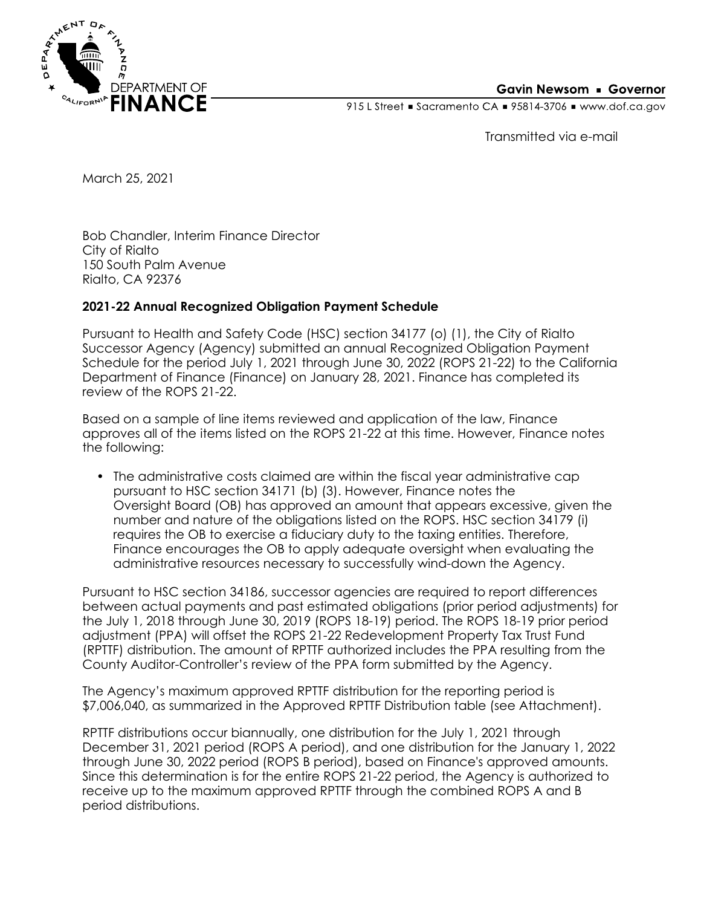DEPARTMENT OF FINANCE

**Gavin Newsom ■ Governor**

915 L Street ■ Sacramento CA ■ 95814-3706 ■ www.dof.ca.gov

Transmitted via e-mail

March 25, 2021

Bob Chandler, Interim Finance Director
City of Rialto
150 South Palm Avenue
Rialto, CA 92376

**2021-22 Annual Recognized Obligation Payment Schedule**

Pursuant to Health and Safety Code (HSC) section 34177 (o) (1), the City of Rialto Successor Agency (Agency) submitted an annual Recognized Obligation Payment Schedule for the period July 1, 2021 through June 30, 2022 (ROPS 21-22) to the California Department of Finance (Finance) on January 28, 2021. Finance has completed its review of the ROPS 21-22.

Based on a sample of line items reviewed and application of the law, Finance approves all of the items listed on the ROPS 21-22 at this time. However, Finance notes the following:

- The administrative costs claimed are within the fiscal year administrative cap pursuant to HSC section 34171 (b) (3). However, Finance notes the Oversight Board (OB) has approved an amount that appears excessive, given the number and nature of the obligations listed on the ROPS. HSC section 34179 (i) requires the OB to exercise a fiduciary duty to the taxing entities. Therefore, Finance encourages the OB to apply adequate oversight when evaluating the administrative resources necessary to successfully wind-down the Agency.

Pursuant to HSC section 34186, successor agencies are required to report differences between actual payments and past estimated obligations (prior period adjustments) for the July 1, 2018 through June 30, 2019 (ROPS 18-19) period. The ROPS 18-19 prior period adjustment (PPA) will offset the ROPS 21-22 Redevelopment Property Tax Trust Fund (RPTTF) distribution. The amount of RPTTF authorized includes the PPA resulting from the County Auditor-Controller's review of the PPA form submitted by the Agency.

The Agency's maximum approved RPTTF distribution for the reporting period is $7,006,040, as summarized in the Approved RPTTF Distribution table (see Attachment).

RPTTF distributions occur biannually, one distribution for the July 1, 2021 through December 31, 2021 period (ROPS A period), and one distribution for the January 1, 2022 through June 30, 2022 period (ROPS B period), based on Finance's approved amounts. Since this determination is for the entire ROPS 21-22 period, the Agency is authorized to receive up to the maximum approved RPTTF through the combined ROPS A and B period distributions.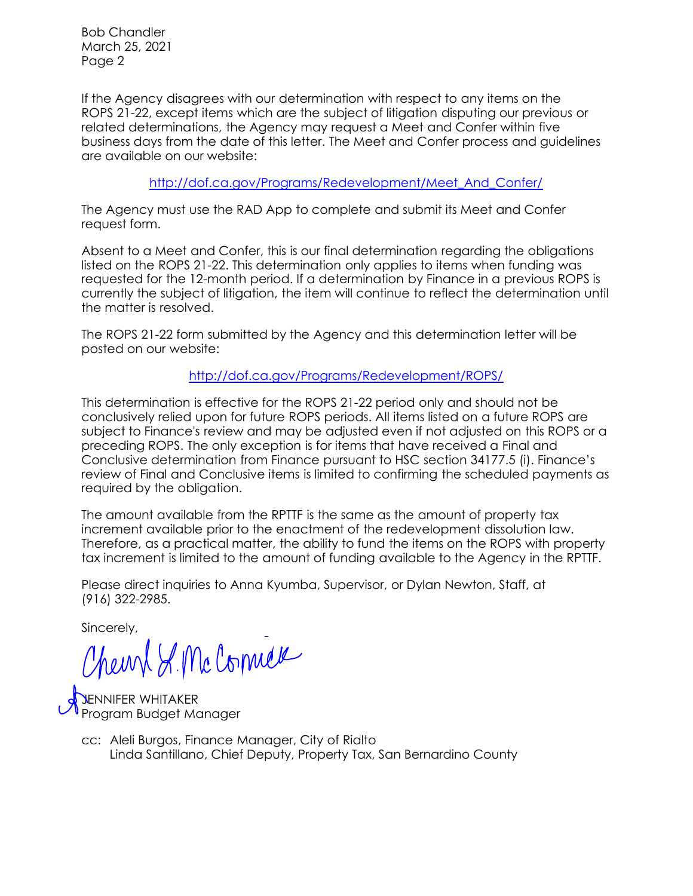If the Agency disagrees with our determination with respect to any items on the ROPS 21-22, except items which are the subject of litigation disputing our previous or related determinations, the Agency may request a Meet and Confer within five business days from the date of this letter. The Meet and Confer process and guidelines are available on our website:

http://dof.ca.gov/Programs/Redevelopment/Meet_And_Confer/

The Agency must use the RAD App to complete and submit its Meet and Confer request form.

Absent to a Meet and Confer, this is our final determination regarding the obligations listed on the ROPS 21-22. This determination only applies to items when funding was requested for the 12-month period. If a determination by Finance in a previous ROPS is currently the subject of litigation, the item will continue to reflect the determination until the matter is resolved.

The ROPS 21-22 form submitted by the Agency and this determination letter will be posted on our website:

http://dof.ca.gov/Programs/Redevelopment/ROPS/

This determination is effective for the ROPS 21-22 period only and should not be conclusively relied upon for future ROPS periods. All items listed on a future ROPS are subject to Finance's review and may be adjusted even if not adjusted on this ROPS or a preceding ROPS. The only exception is for items that have received a Final and Conclusive determination from Finance pursuant to HSC section 34177.5 (i). Finance's review of Final and Conclusive items is limited to confirming the scheduled payments as required by the obligation.

The amount available from the RPTTF is the same as the amount of property tax increment available prior to the enactment of the redevelopment dissolution law. Therefore, as a practical matter, the ability to fund the items on the ROPS with property tax increment is limited to the amount of funding available to the Agency in the RPTTF.

Please direct inquiries to Anna Kyumba, Supervisor, or Dylan Newton, Staff, at (916) 322-2985.

Sincerely,

Cheryl L. McCormick

JENNIFER WHITAKER
Program Budget Manager

cc: Aleli Burgos, Finance Manager, City of Rialto
Linda Santillano, Chief Deputy, Property Tax, San Bernardino County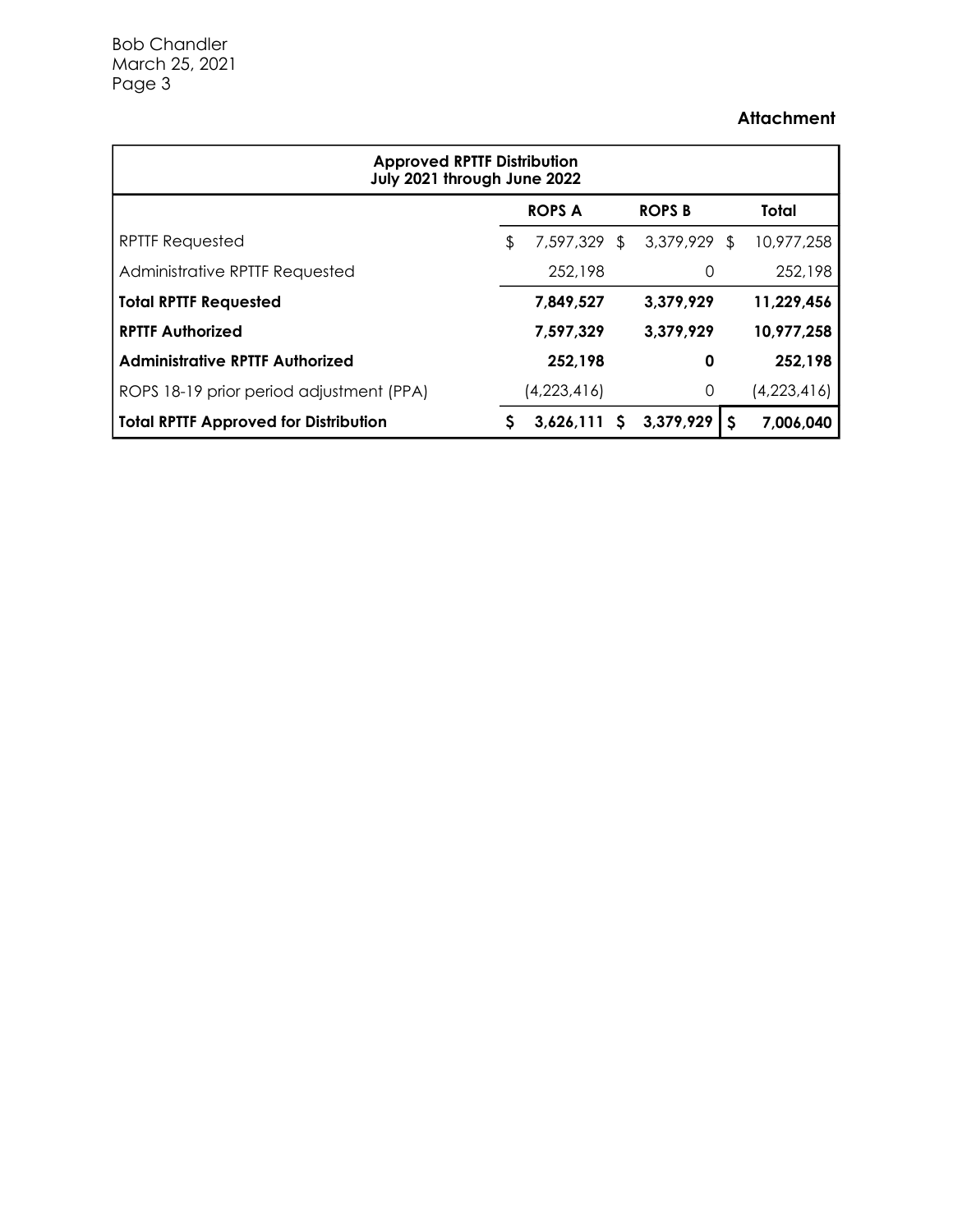**Attachment**

| Approved RPTTF Distribution July 2021 through June 2022 | | | |
|---|---|---|---|
| | **ROPS A** | **ROPS B** | **Total** |
| RPTTF Requested | $ 7,597,329 | $ 3,379,929 | $ 10,977,258 |
| Administrative RPTTF Requested | 252,198 | 0 | 252,198 |
| **Total RPTTF Requested** | **7,849,527** | **3,379,929** | **11,229,456** |
| **RPTTF Authorized** | **7,597,329** | **3,379,929** | **10,977,258** |
| **Administrative RPTTF Authorized** | **252,198** | **0** | **252,198** |
| ROPS 18-19 prior period adjustment (PPA) | (4,223,416) | 0 | (4,223,416) |
| **Total RPTTF Approved for Distribution** | **$ 3,626,111** | **$ 3,379,929** | **$ 7,006,040** |